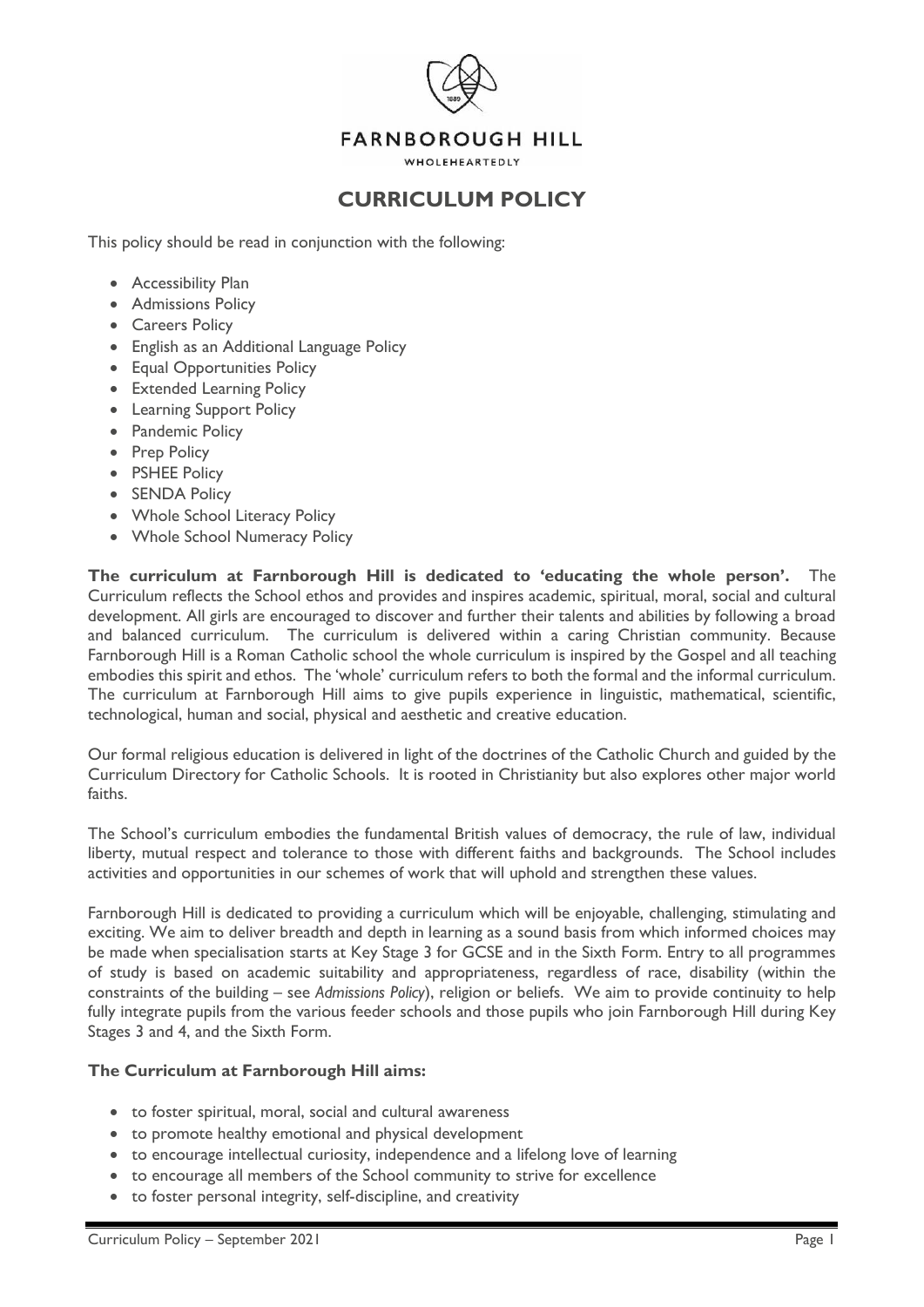FARNBOROUGH HILL

WHOLEHEARTEDLY

# CURRICULUM POLICY

This policy should be read in conjunction with the following:

- Accessibility Plan
- Admissions Policy
- Careers Policy
- English as an Additional Language Policy
- Equal Opportunities Policy
- Extended Learning Policy
- Learning Support Policy
- Pandemic Policy
- Prep Policy
- PSHEE Policy
- SENDA Policy
- Whole School Literacy Policy
- Whole School Numeracy Policy

**The curriculum at Farnborough Hill is dedicated to 'educating the whole person'.** The Curriculum reflects the School ethos and provides and inspires academic, spiritual, moral, social and cultural development. All girls are encouraged to discover and further their talents and abilities by following a broad and balanced curriculum. The curriculum is delivered within a caring Christian community. Because Farnborough Hill is a Roman Catholic school the whole curriculum is inspired by the Gospel and all teaching embodies this spirit and ethos. The 'whole' curriculum refers to both the formal and the informal curriculum. The curriculum at Farnborough Hill aims to give pupils experience in linguistic, mathematical, scientific, technological, human and social, physical and aesthetic and creative education.

Our formal religious education is delivered in light of the doctrines of the Catholic Church and guided by the Curriculum Directory for Catholic Schools. It is rooted in Christianity but also explores other major world faiths.

The School's curriculum embodies the fundamental British values of democracy, the rule of law, individual liberty, mutual respect and tolerance to those with different faiths and backgrounds. The School includes activities and opportunities in our schemes of work that will uphold and strengthen these values.

Farnborough Hill is dedicated to providing a curriculum which will be enjoyable, challenging, stimulating and exciting. We aim to deliver breadth and depth in learning as a sound basis from which informed choices may be made when specialisation starts at Key Stage 3 for GCSE and in the Sixth Form. Entry to all programmes of study is based on academic suitability and appropriateness, regardless of race, disability (within the constraints of the building – see *Admissions Policy*), religion or beliefs. We aim to provide continuity to help fully integrate pupils from the various feeder schools and those pupils who join Farnborough Hill during Key Stages 3 and 4, and the Sixth Form.

**The Curriculum at Farnborough Hill aims:**

- to foster spiritual, moral, social and cultural awareness
- to promote healthy emotional and physical development
- to encourage intellectual curiosity, independence and a lifelong love of learning
- to encourage all members of the School community to strive for excellence
- to foster personal integrity, self-discipline, and creativity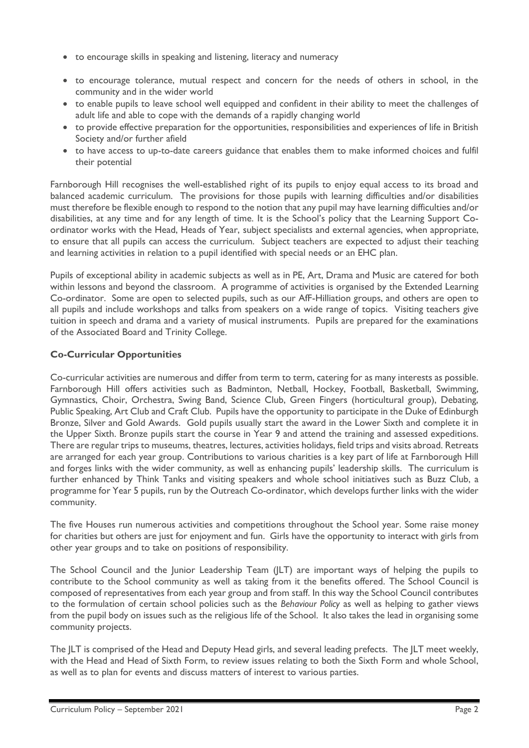- to encourage skills in speaking and listening, literacy and numeracy
- to encourage tolerance, mutual respect and concern for the needs of others in school, in the community and in the wider world
- to enable pupils to leave school well equipped and confident in their ability to meet the challenges of adult life and able to cope with the demands of a rapidly changing world
- to provide effective preparation for the opportunities, responsibilities and experiences of life in British Society and/or further afield
- to have access to up-to-date careers guidance that enables them to make informed choices and fulfil their potential

Farnborough Hill recognises the well-established right of its pupils to enjoy equal access to its broad and balanced academic curriculum. The provisions for those pupils with learning difficulties and/or disabilities must therefore be flexible enough to respond to the notion that any pupil may have learning difficulties and/or disabilities, at any time and for any length of time. It is the School's policy that the Learning Support Co-ordinator works with the Head, Heads of Year, subject specialists and external agencies, when appropriate, to ensure that all pupils can access the curriculum. Subject teachers are expected to adjust their teaching and learning activities in relation to a pupil identified with special needs or an EHC plan.

Pupils of exceptional ability in academic subjects as well as in PE, Art, Drama and Music are catered for both within lessons and beyond the classroom. A programme of activities is organised by the Extended Learning Co-ordinator. Some are open to selected pupils, such as our AfF-Hilliation groups, and others are open to all pupils and include workshops and talks from speakers on a wide range of topics. Visiting teachers give tuition in speech and drama and a variety of musical instruments. Pupils are prepared for the examinations of the Associated Board and Trinity College.

## Co-Curricular Opportunities

Co-curricular activities are numerous and differ from term to term, catering for as many interests as possible. Farnborough Hill offers activities such as Badminton, Netball, Hockey, Football, Basketball, Swimming, Gymnastics, Choir, Orchestra, Swing Band, Science Club, Green Fingers (horticultural group), Debating, Public Speaking, Art Club and Craft Club. Pupils have the opportunity to participate in the Duke of Edinburgh Bronze, Silver and Gold Awards. Gold pupils usually start the award in the Lower Sixth and complete it in the Upper Sixth. Bronze pupils start the course in Year 9 and attend the training and assessed expeditions. There are regular trips to museums, theatres, lectures, activities holidays, field trips and visits abroad. Retreats are arranged for each year group. Contributions to various charities is a key part of life at Farnborough Hill and forges links with the wider community, as well as enhancing pupils' leadership skills. The curriculum is further enhanced by Think Tanks and visiting speakers and whole school initiatives such as Buzz Club, a programme for Year 5 pupils, run by the Outreach Co-ordinator, which develops further links with the wider community.

The five Houses run numerous activities and competitions throughout the School year. Some raise money for charities but others are just for enjoyment and fun. Girls have the opportunity to interact with girls from other year groups and to take on positions of responsibility.

The School Council and the Junior Leadership Team (JLT) are important ways of helping the pupils to contribute to the School community as well as taking from it the benefits offered. The School Council is composed of representatives from each year group and from staff. In this way the School Council contributes to the formulation of certain school policies such as the *Behaviour Policy* as well as helping to gather views from the pupil body on issues such as the religious life of the School. It also takes the lead in organising some community projects.

The JLT is comprised of the Head and Deputy Head girls, and several leading prefects. The JLT meet weekly, with the Head and Head of Sixth Form, to review issues relating to both the Sixth Form and whole School, as well as to plan for events and discuss matters of interest to various parties.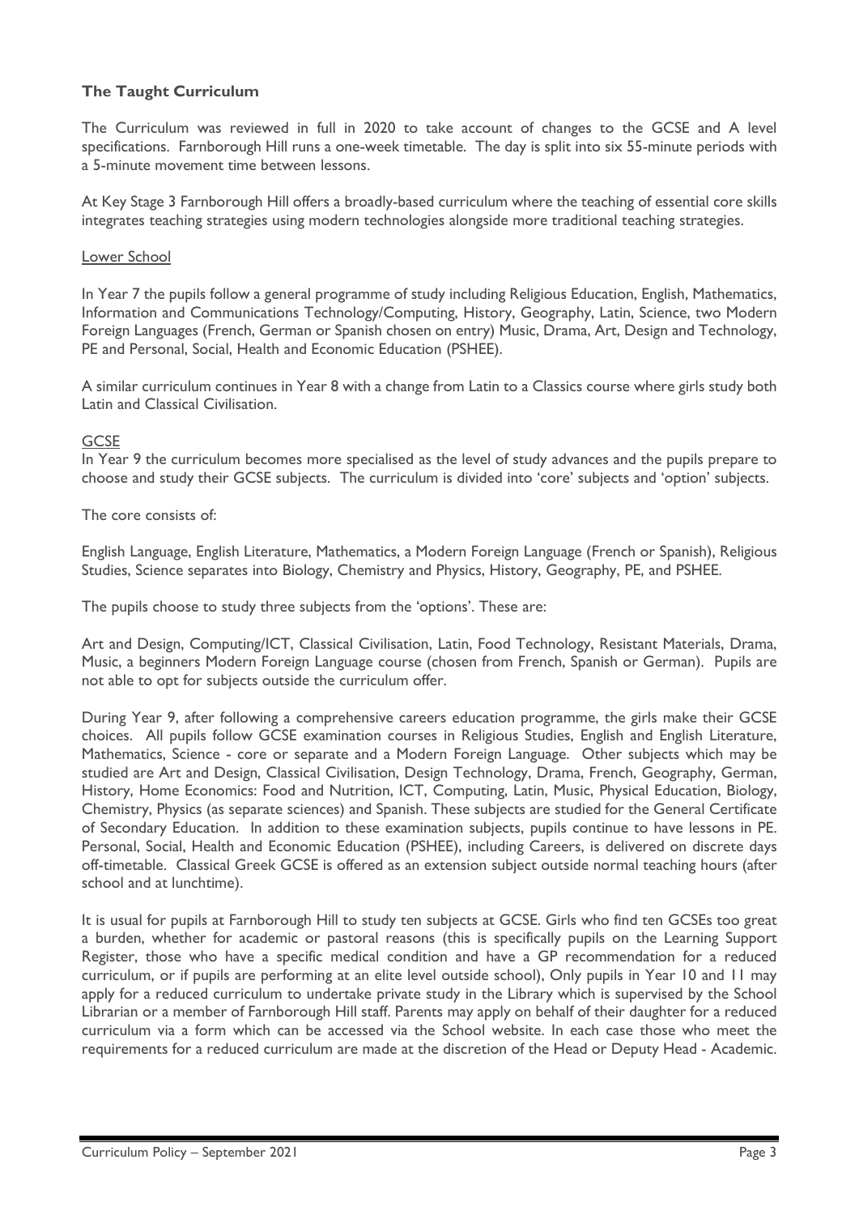## The Taught Curriculum

The Curriculum was reviewed in full in 2020 to take account of changes to the GCSE and A level specifications. Farnborough Hill runs a one-week timetable. The day is split into six 55-minute periods with a 5-minute movement time between lessons.

At Key Stage 3 Farnborough Hill offers a broadly-based curriculum where the teaching of essential core skills integrates teaching strategies using modern technologies alongside more traditional teaching strategies.

### Lower School

In Year 7 the pupils follow a general programme of study including Religious Education, English, Mathematics, Information and Communications Technology/Computing, History, Geography, Latin, Science, two Modern Foreign Languages (French, German or Spanish chosen on entry) Music, Drama, Art, Design and Technology, PE and Personal, Social, Health and Economic Education (PSHEE).

A similar curriculum continues in Year 8 with a change from Latin to a Classics course where girls study both Latin and Classical Civilisation.

### GCSE

In Year 9 the curriculum becomes more specialised as the level of study advances and the pupils prepare to choose and study their GCSE subjects. The curriculum is divided into 'core' subjects and 'option' subjects.

The core consists of:

English Language, English Literature, Mathematics, a Modern Foreign Language (French or Spanish), Religious Studies, Science separates into Biology, Chemistry and Physics, History, Geography, PE, and PSHEE.

The pupils choose to study three subjects from the 'options'. These are:

Art and Design, Computing/ICT, Classical Civilisation, Latin, Food Technology, Resistant Materials, Drama, Music, a beginners Modern Foreign Language course (chosen from French, Spanish or German). Pupils are not able to opt for subjects outside the curriculum offer.

During Year 9, after following a comprehensive careers education programme, the girls make their GCSE choices. All pupils follow GCSE examination courses in Religious Studies, English and English Literature, Mathematics, Science - core or separate and a Modern Foreign Language. Other subjects which may be studied are Art and Design, Classical Civilisation, Design Technology, Drama, French, Geography, German, History, Home Economics: Food and Nutrition, ICT, Computing, Latin, Music, Physical Education, Biology, Chemistry, Physics (as separate sciences) and Spanish. These subjects are studied for the General Certificate of Secondary Education. In addition to these examination subjects, pupils continue to have lessons in PE. Personal, Social, Health and Economic Education (PSHEE), including Careers, is delivered on discrete days off-timetable. Classical Greek GCSE is offered as an extension subject outside normal teaching hours (after school and at lunchtime).

It is usual for pupils at Farnborough Hill to study ten subjects at GCSE. Girls who find ten GCSEs too great a burden, whether for academic or pastoral reasons (this is specifically pupils on the Learning Support Register, those who have a specific medical condition and have a GP recommendation for a reduced curriculum, or if pupils are performing at an elite level outside school), Only pupils in Year 10 and 11 may apply for a reduced curriculum to undertake private study in the Library which is supervised by the School Librarian or a member of Farnborough Hill staff. Parents may apply on behalf of their daughter for a reduced curriculum via a form which can be accessed via the School website. In each case those who meet the requirements for a reduced curriculum are made at the discretion of the Head or Deputy Head - Academic.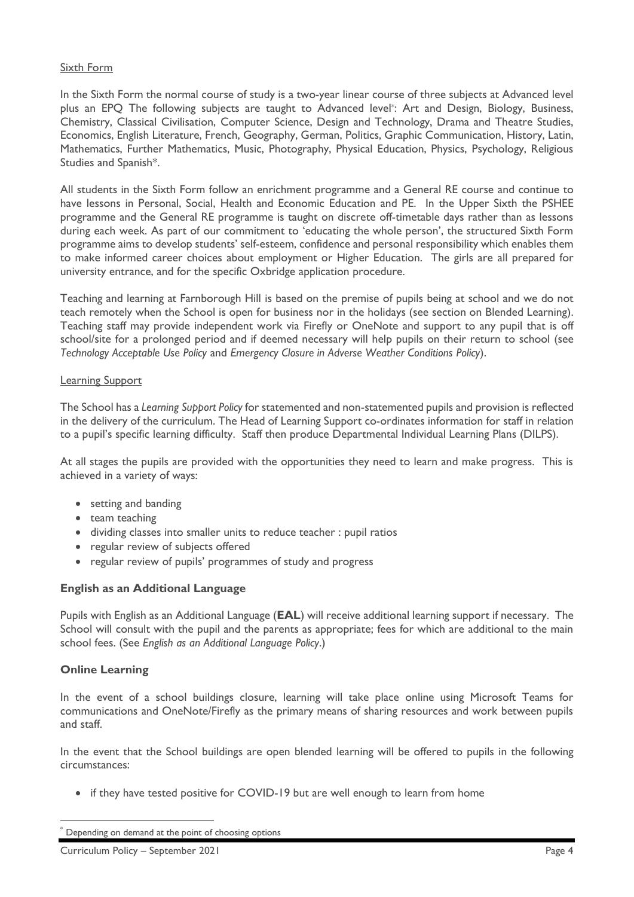Sixth Form

In the Sixth Form the normal course of study is a two-year linear course of three subjects at Advanced level plus an EPQ The following subjects are taught to Advanced level*: Art and Design, Biology, Business, Chemistry, Classical Civilisation, Computer Science, Design and Technology, Drama and Theatre Studies, Economics, English Literature, French, Geography, German, Politics, Graphic Communication, History, Latin, Mathematics, Further Mathematics, Music, Photography, Physical Education, Physics, Psychology, Religious Studies and Spanish*.

All students in the Sixth Form follow an enrichment programme and a General RE course and continue to have lessons in Personal, Social, Health and Economic Education and PE. In the Upper Sixth the PSHEE programme and the General RE programme is taught on discrete off-timetable days rather than as lessons during each week. As part of our commitment to 'educating the whole person', the structured Sixth Form programme aims to develop students' self-esteem, confidence and personal responsibility which enables them to make informed career choices about employment or Higher Education. The girls are all prepared for university entrance, and for the specific Oxbridge application procedure.

Teaching and learning at Farnborough Hill is based on the premise of pupils being at school and we do not teach remotely when the School is open for business nor in the holidays (see section on Blended Learning). Teaching staff may provide independent work via Firefly or OneNote and support to any pupil that is off school/site for a prolonged period and if deemed necessary will help pupils on their return to school (see *Technology Acceptable Use Policy* and *Emergency Closure in Adverse Weather Conditions Policy*).

Learning Support

The School has a *Learning Support Policy* for statemented and non-statemented pupils and provision is reflected in the delivery of the curriculum. The Head of Learning Support co-ordinates information for staff in relation to a pupil's specific learning difficulty. Staff then produce Departmental Individual Learning Plans (DILPS).

At all stages the pupils are provided with the opportunities they need to learn and make progress. This is achieved in a variety of ways:

- setting and banding
- team teaching
- dividing classes into smaller units to reduce teacher : pupil ratios
- regular review of subjects offered
- regular review of pupils' programmes of study and progress

**English as an Additional Language**

Pupils with English as an Additional Language (**EAL**) will receive additional learning support if necessary. The School will consult with the pupil and the parents as appropriate; fees for which are additional to the main school fees. (See *English as an Additional Language Policy*.)

**Online Learning**

In the event of a school buildings closure, learning will take place online using Microsoft Teams for communications and OneNote/Firefly as the primary means of sharing resources and work between pupils and staff.

In the event that the School buildings are open blended learning will be offered to pupils in the following circumstances:

- if they have tested positive for COVID-19 but are well enough to learn from home

* Depending on demand at the point of choosing options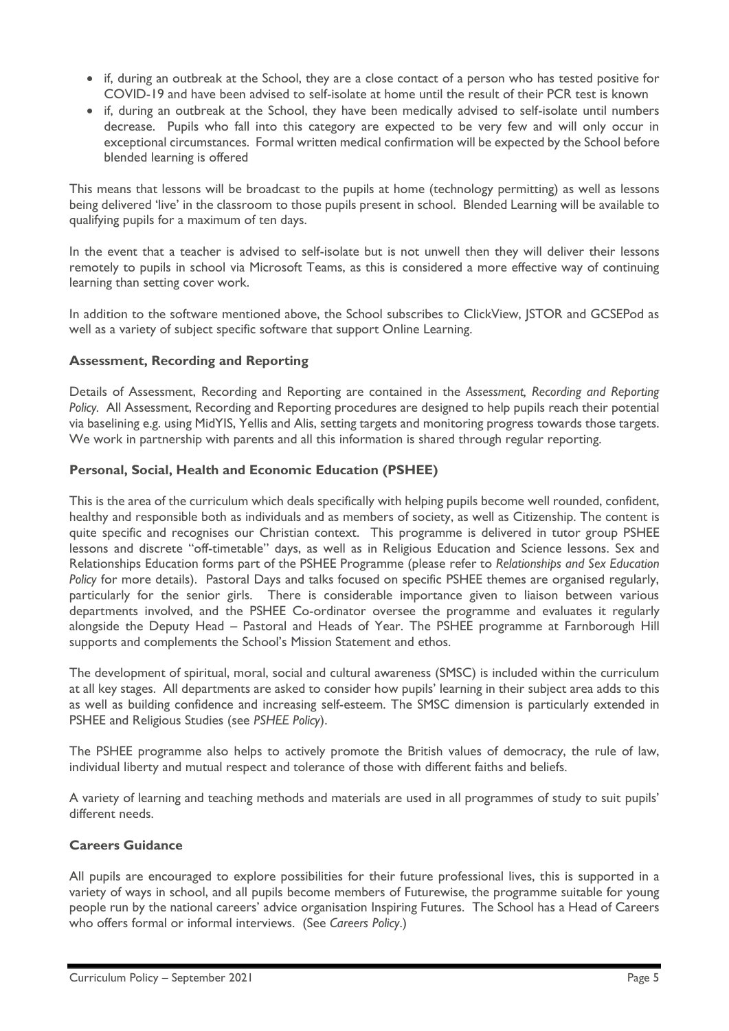- if, during an outbreak at the School, they are a close contact of a person who has tested positive for COVID-19 and have been advised to self-isolate at home until the result of their PCR test is known
- if, during an outbreak at the School, they have been medically advised to self-isolate until numbers decrease. Pupils who fall into this category are expected to be very few and will only occur in exceptional circumstances. Formal written medical confirmation will be expected by the School before blended learning is offered

This means that lessons will be broadcast to the pupils at home (technology permitting) as well as lessons being delivered 'live' in the classroom to those pupils present in school. Blended Learning will be available to qualifying pupils for a maximum of ten days.

In the event that a teacher is advised to self-isolate but is not unwell then they will deliver their lessons remotely to pupils in school via Microsoft Teams, as this is considered a more effective way of continuing learning than setting cover work.

In addition to the software mentioned above, the School subscribes to ClickView, JSTOR and GCSEPod as well as a variety of subject specific software that support Online Learning.

**Assessment, Recording and Reporting**

Details of Assessment, Recording and Reporting are contained in the *Assessment, Recording and Reporting Policy*. All Assessment, Recording and Reporting procedures are designed to help pupils reach their potential via baselining e.g. using MidYIS, Yellis and Alis, setting targets and monitoring progress towards those targets. We work in partnership with parents and all this information is shared through regular reporting.

**Personal, Social, Health and Economic Education (PSHEE)**

This is the area of the curriculum which deals specifically with helping pupils become well rounded, confident, healthy and responsible both as individuals and as members of society, as well as Citizenship. The content is quite specific and recognises our Christian context. This programme is delivered in tutor group PSHEE lessons and discrete "off-timetable" days, as well as in Religious Education and Science lessons. Sex and Relationships Education forms part of the PSHEE Programme (please refer to *Relationships and Sex Education Policy* for more details). Pastoral Days and talks focused on specific PSHEE themes are organised regularly, particularly for the senior girls. There is considerable importance given to liaison between various departments involved, and the PSHEE Co-ordinator oversee the programme and evaluates it regularly alongside the Deputy Head – Pastoral and Heads of Year. The PSHEE programme at Farnborough Hill supports and complements the School's Mission Statement and ethos.

The development of spiritual, moral, social and cultural awareness (SMSC) is included within the curriculum at all key stages. All departments are asked to consider how pupils' learning in their subject area adds to this as well as building confidence and increasing self-esteem. The SMSC dimension is particularly extended in PSHEE and Religious Studies (see *PSHEE Policy*).

The PSHEE programme also helps to actively promote the British values of democracy, the rule of law, individual liberty and mutual respect and tolerance of those with different faiths and beliefs.

A variety of learning and teaching methods and materials are used in all programmes of study to suit pupils' different needs.

**Careers Guidance**

All pupils are encouraged to explore possibilities for their future professional lives, this is supported in a variety of ways in school, and all pupils become members of Futurewise, the programme suitable for young people run by the national careers' advice organisation Inspiring Futures. The School has a Head of Careers who offers formal or informal interviews. (See *Careers Policy*.)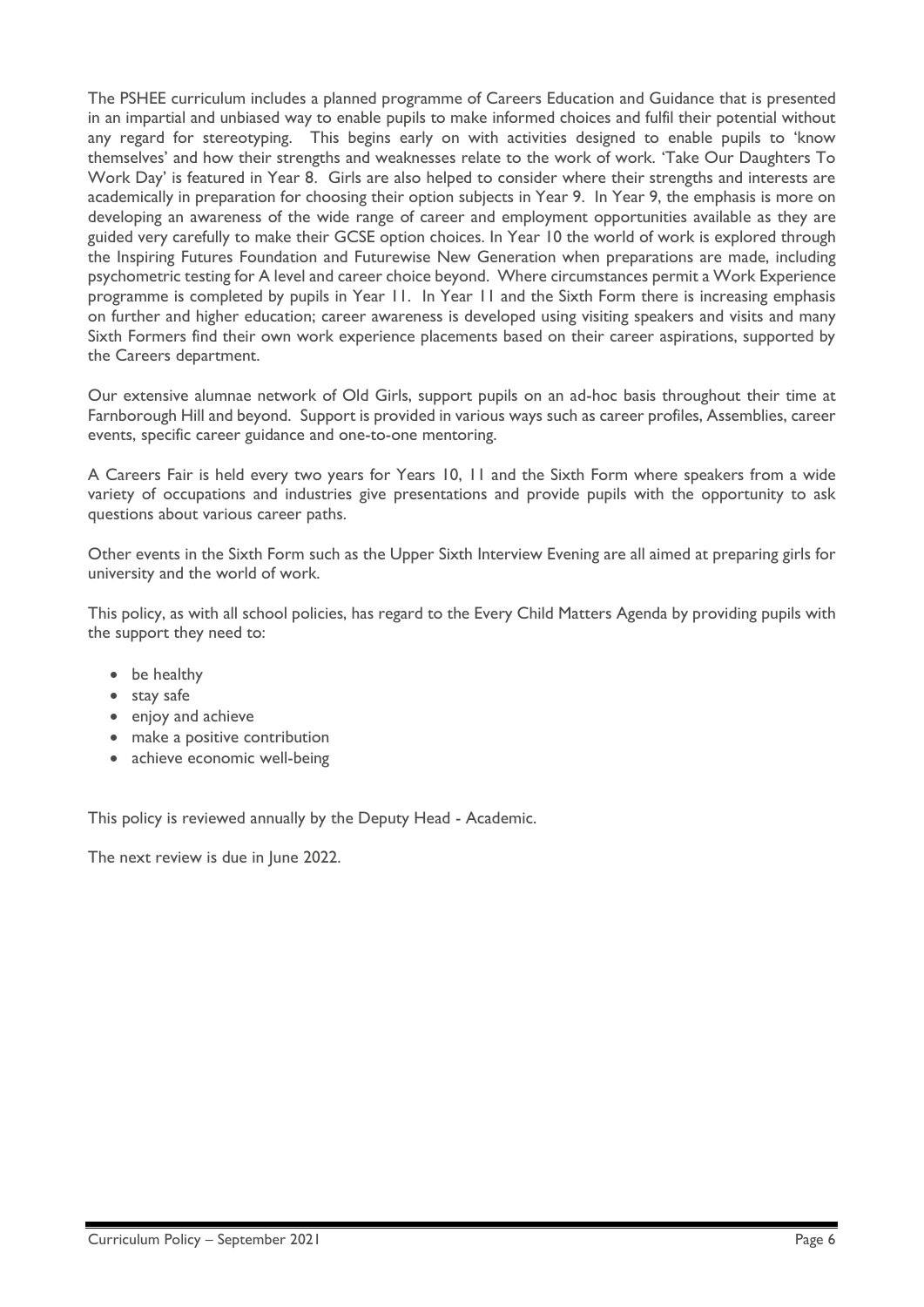The PSHEE curriculum includes a planned programme of Careers Education and Guidance that is presented in an impartial and unbiased way to enable pupils to make informed choices and fulfil their potential without any regard for stereotyping. This begins early on with activities designed to enable pupils to 'know themselves' and how their strengths and weaknesses relate to the work of work. 'Take Our Daughters To Work Day' is featured in Year 8. Girls are also helped to consider where their strengths and interests are academically in preparation for choosing their option subjects in Year 9. In Year 9, the emphasis is more on developing an awareness of the wide range of career and employment opportunities available as they are guided very carefully to make their GCSE option choices. In Year 10 the world of work is explored through the Inspiring Futures Foundation and Futurewise New Generation when preparations are made, including psychometric testing for A level and career choice beyond. Where circumstances permit a Work Experience programme is completed by pupils in Year 11. In Year 11 and the Sixth Form there is increasing emphasis on further and higher education; career awareness is developed using visiting speakers and visits and many Sixth Formers find their own work experience placements based on their career aspirations, supported by the Careers department.

Our extensive alumnae network of Old Girls, support pupils on an ad-hoc basis throughout their time at Farnborough Hill and beyond. Support is provided in various ways such as career profiles, Assemblies, career events, specific career guidance and one-to-one mentoring.

A Careers Fair is held every two years for Years 10, 11 and the Sixth Form where speakers from a wide variety of occupations and industries give presentations and provide pupils with the opportunity to ask questions about various career paths.

Other events in the Sixth Form such as the Upper Sixth Interview Evening are all aimed at preparing girls for university and the world of work.

This policy, as with all school policies, has regard to the Every Child Matters Agenda by providing pupils with the support they need to:

- be healthy
- stay safe
- enjoy and achieve
- make a positive contribution
- achieve economic well-being

This policy is reviewed annually by the Deputy Head - Academic.

The next review is due in June 2022.